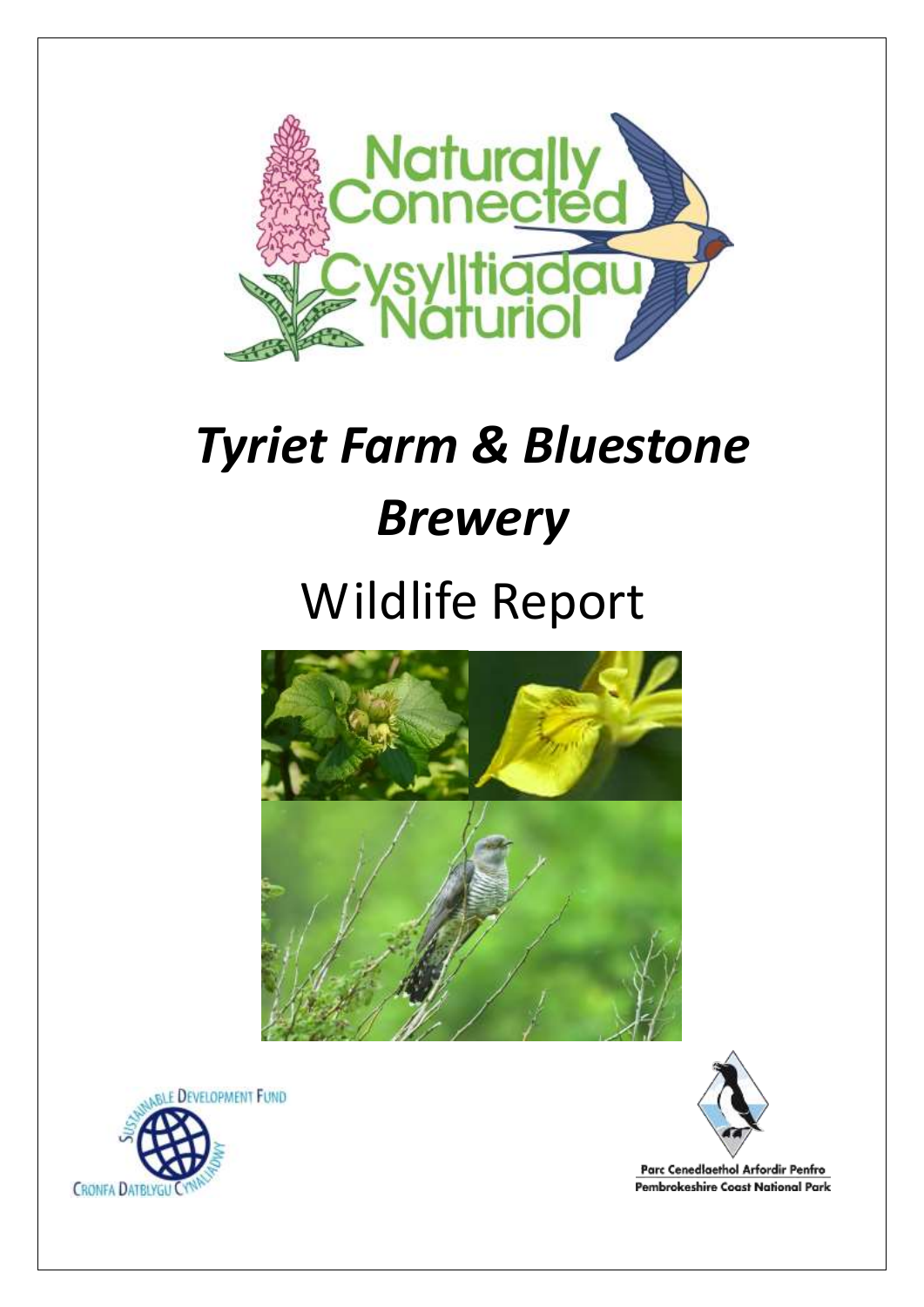# *Tyriet Farm & Bluestone Brewery*

## Wildlife Report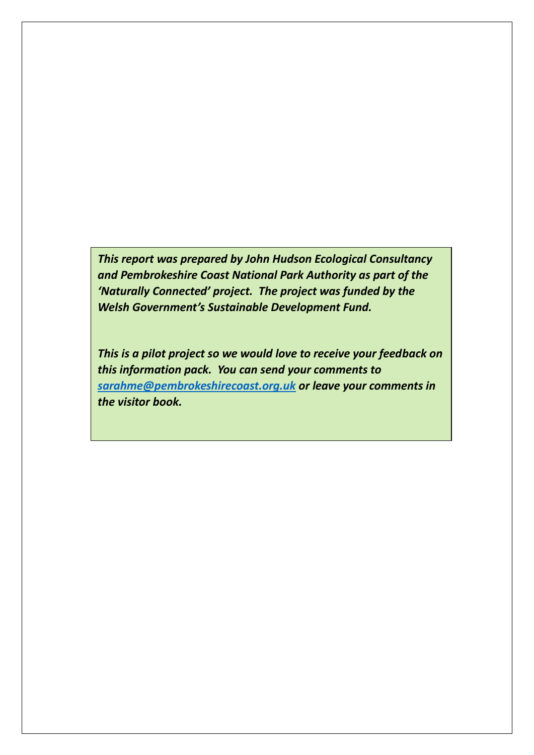***This report was prepared by John Hudson Ecological Consultancy and Pembrokeshire Coast National Park Authority as part of the 'Naturally Connected' project. The project was funded by the Welsh Government's Sustainable Development Fund.***

***This is a pilot project so we would love to receive your feedback on this information pack. You can send your comments to [sarahme@pembrokeshirecoast.org.uk](mailto:sarahme@pembrokeshirecoast.org.uk) or leave your comments in the visitor book.***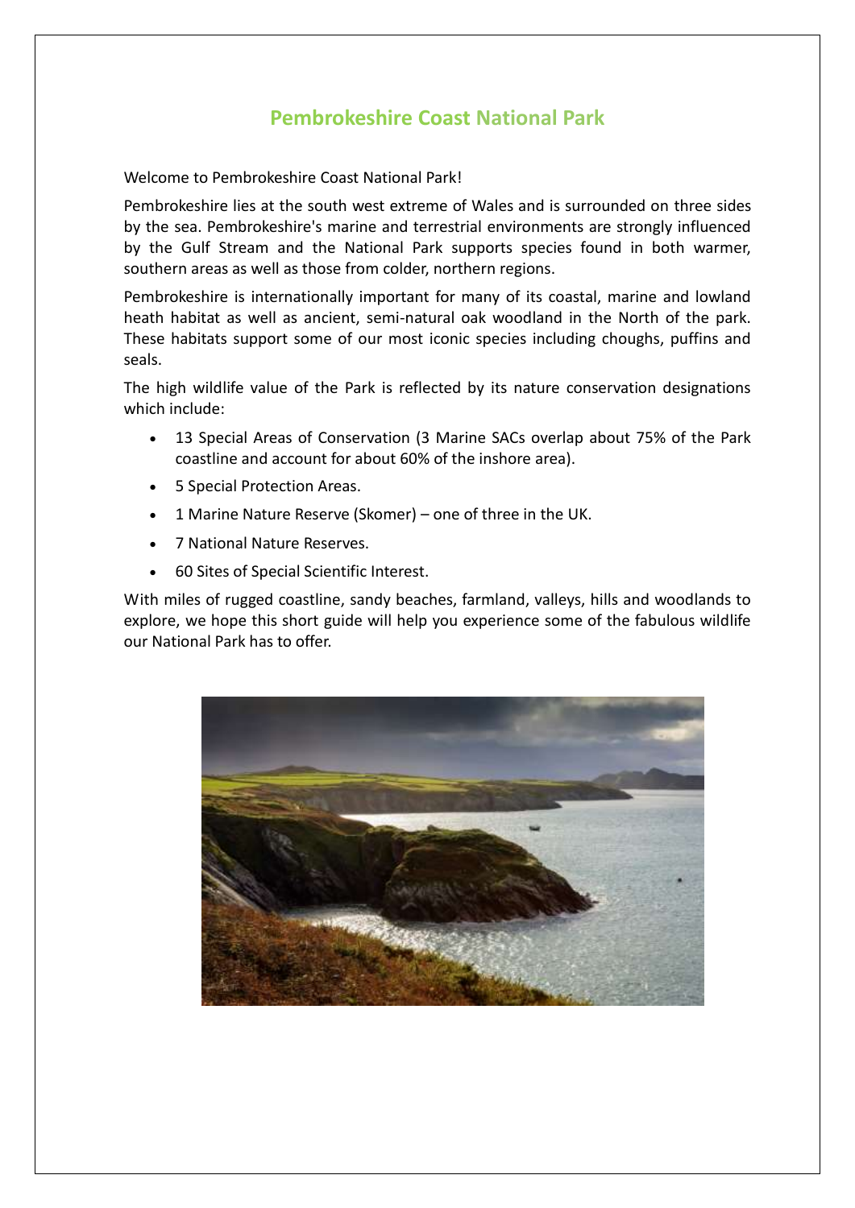# Pembrokeshire Coast National Park

Welcome to Pembrokeshire Coast National Park!

Pembrokeshire lies at the south west extreme of Wales and is surrounded on three sides by the sea. Pembrokeshire's marine and terrestrial environments are strongly influenced by the Gulf Stream and the National Park supports species found in both warmer, southern areas as well as those from colder, northern regions.

Pembrokeshire is internationally important for many of its coastal, marine and lowland heath habitat as well as ancient, semi-natural oak woodland in the North of the park. These habitats support some of our most iconic species including choughs, puffins and seals.

The high wildlife value of the Park is reflected by its nature conservation designations which include:

- 13 Special Areas of Conservation (3 Marine SACs overlap about 75% of the Park coastline and account for about 60% of the inshore area).
- 5 Special Protection Areas.
- 1 Marine Nature Reserve (Skomer) – one of three in the UK.
- 7 National Nature Reserves.
- 60 Sites of Special Scientific Interest.

With miles of rugged coastline, sandy beaches, farmland, valleys, hills and woodlands to explore, we hope this short guide will help you experience some of the fabulous wildlife our National Park has to offer.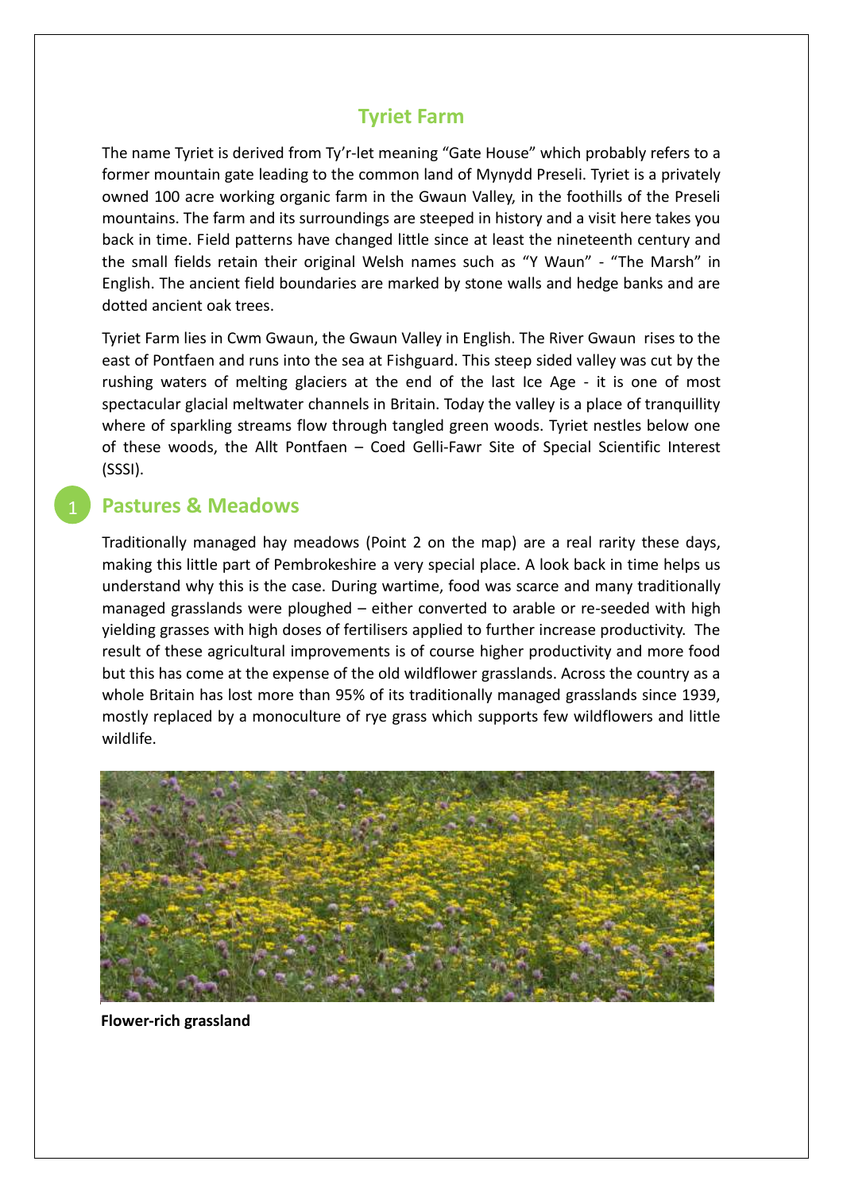## Tyriet Farm

The name Tyriet is derived from Ty'r-let meaning "Gate House" which probably refers to a former mountain gate leading to the common land of Mynydd Preseli. Tyriet is a privately owned 100 acre working organic farm in the Gwaun Valley, in the foothills of the Preseli mountains. The farm and its surroundings are steeped in history and a visit here takes you back in time. Field patterns have changed little since at least the nineteenth century and the small fields retain their original Welsh names such as "Y Waun" - "The Marsh" in English. The ancient field boundaries are marked by stone walls and hedge banks and are dotted ancient oak trees.

Tyriet Farm lies in Cwm Gwaun, the Gwaun Valley in English. The River Gwaun rises to the east of Pontfaen and runs into the sea at Fishguard. This steep sided valley was cut by the rushing waters of melting glaciers at the end of the last Ice Age - it is one of most spectacular glacial meltwater channels in Britain. Today the valley is a place of tranquillity where of sparkling streams flow through tangled green woods. Tyriet nestles below one of these woods, the Allt Pontfaen – Coed Gelli-Fawr Site of Special Scientific Interest (SSSI).

## 1 Pastures & Meadows

Traditionally managed hay meadows (Point 2 on the map) are a real rarity these days, making this little part of Pembrokeshire a very special place. A look back in time helps us understand why this is the case. During wartime, food was scarce and many traditionally managed grasslands were ploughed – either converted to arable or re-seeded with high yielding grasses with high doses of fertilisers applied to further increase productivity. The result of these agricultural improvements is of course higher productivity and more food but this has come at the expense of the old wildflower grasslands. Across the country as a whole Britain has lost more than 95% of its traditionally managed grasslands since 1939, mostly replaced by a monoculture of rye grass which supports few wildflowers and little wildlife.

**Flower-rich grassland**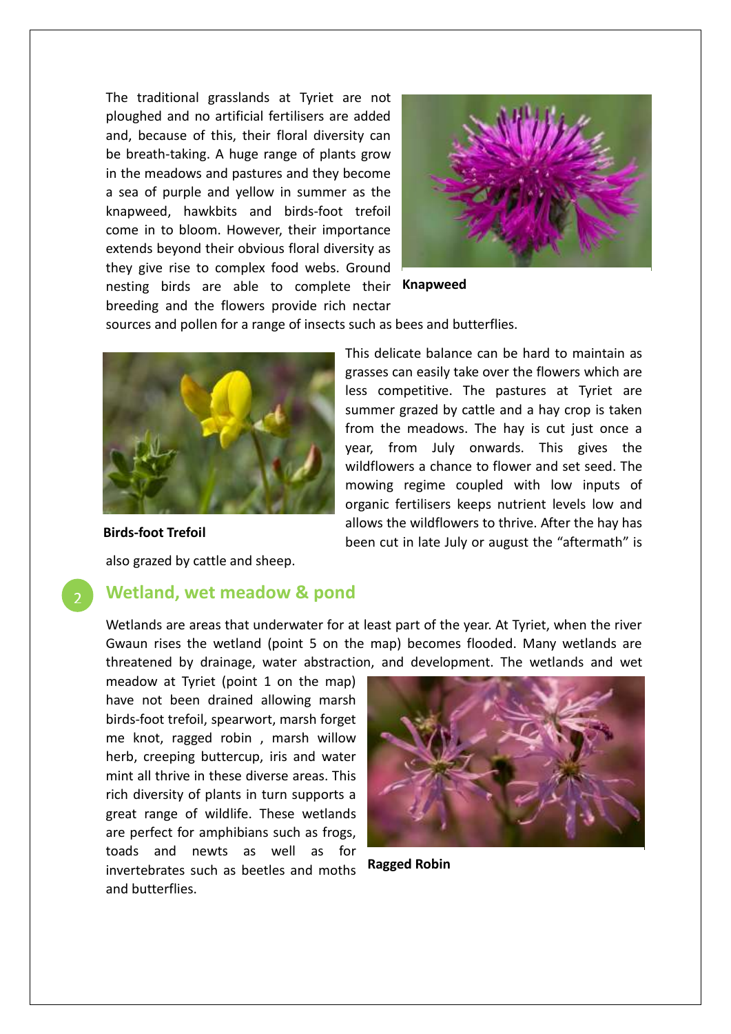The traditional grasslands at Tyriet are not ploughed and no artificial fertilisers are added and, because of this, their floral diversity can be breath-taking. A huge range of plants grow in the meadows and pastures and they become a sea of purple and yellow in summer as the knapweed, hawkbits and birds-foot trefoil come in to bloom. However, their importance extends beyond their obvious floral diversity as they give rise to complex food webs. Ground nesting birds are able to complete their breeding and the flowers provide rich nectar sources and pollen for a range of insects such as bees and butterflies.

**Knapweed**

This delicate balance can be hard to maintain as grasses can easily take over the flowers which are less competitive. The pastures at Tyriet are summer grazed by cattle and a hay crop is taken from the meadows. The hay is cut just once a year, from July onwards. This gives the wildflowers a chance to flower and set seed. The mowing regime coupled with low inputs of organic fertilisers keeps nutrient levels low and allows the wildflowers to thrive. After the hay has been cut in late July or august the "aftermath" is also grazed by cattle and sheep.

**Birds-foot Trefoil**

## 2 Wetland, wet meadow & pond

Wetlands are areas that underwater for at least part of the year. At Tyriet, when the river Gwaun rises the wetland (point 5 on the map) becomes flooded. Many wetlands are threatened by drainage, water abstraction, and development. The wetlands and wet meadow at Tyriet (point 1 on the map) have not been drained allowing marsh birds-foot trefoil, spearwort, marsh forget me knot, ragged robin , marsh willow herb, creeping buttercup, iris and water mint all thrive in these diverse areas. This rich diversity of plants in turn supports a great range of wildlife. These wetlands are perfect for amphibians such as frogs, toads and newts as well as for invertebrates such as beetles and moths and butterflies.

**Ragged Robin**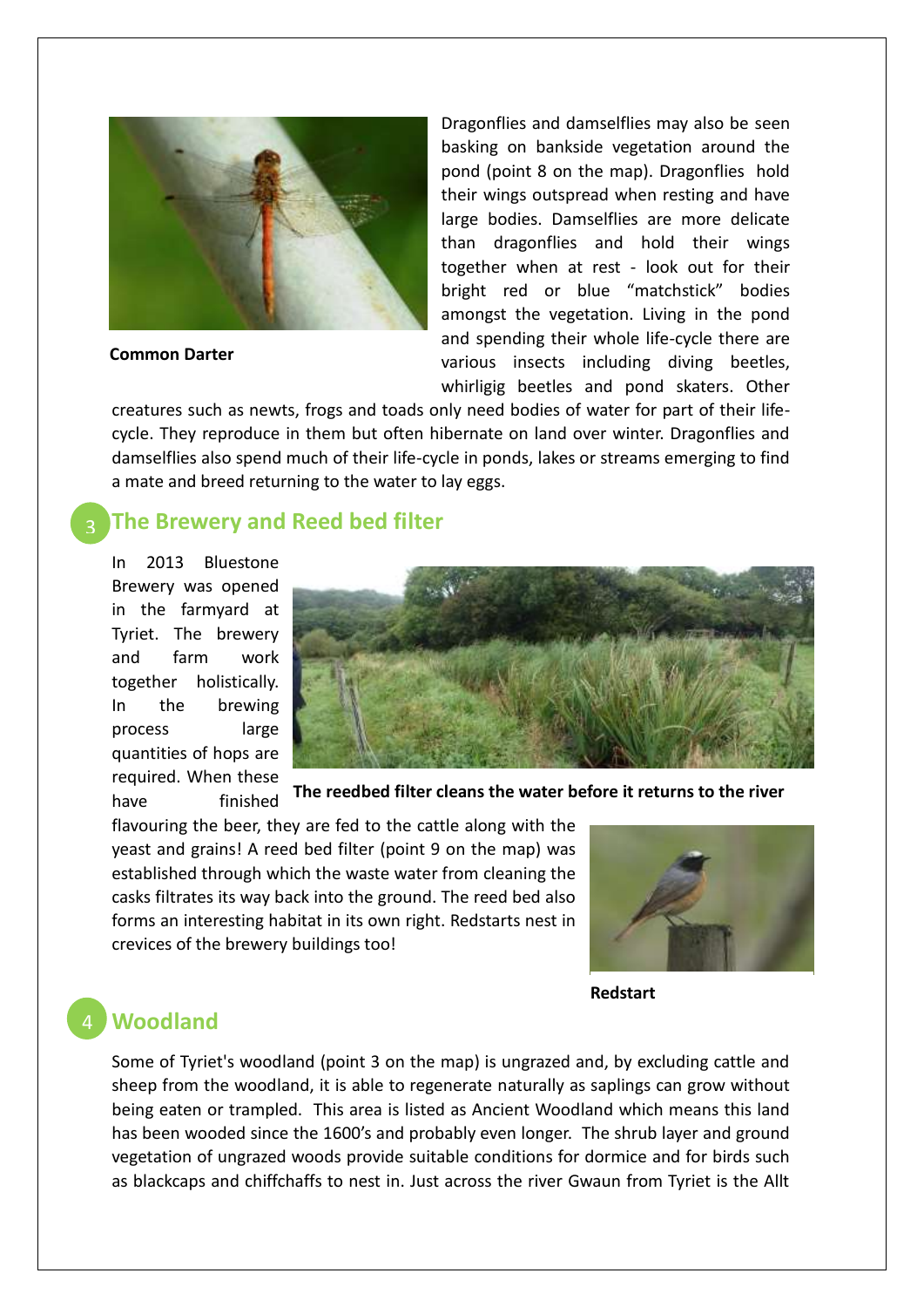Common Darter

Dragonflies and damselflies may also be seen basking on bankside vegetation around the pond (point 8 on the map). Dragonflies hold their wings outspread when resting and have large bodies. Damselflies are more delicate than dragonflies and hold their wings together when at rest - look out for their bright red or blue "matchstick" bodies amongst the vegetation. Living in the pond and spending their whole life-cycle there are various insects including diving beetles, whirligig beetles and pond skaters. Other creatures such as newts, frogs and toads only need bodies of water for part of their life-cycle. They reproduce in them but often hibernate on land over winter. Dragonflies and damselflies also spend much of their life-cycle in ponds, lakes or streams emerging to find a mate and breed returning to the water to lay eggs.

## 3 The Brewery and Reed bed filter

In 2013 Bluestone Brewery was opened in the farmyard at Tyriet. The brewery and farm work together holistically. In the brewing process large quantities of hops are required. When these have finished flavouring the beer, they are fed to the cattle along with the yeast and grains! A reed bed filter (point 9 on the map) was established through which the waste water from cleaning the casks filtrates its way back into the ground. The reed bed also forms an interesting habitat in its own right. Redstarts nest in crevices of the brewery buildings too!

**The reedbed filter cleans the water before it returns to the river**

**Redstart**

## 4 Woodland

Some of Tyriet's woodland (point 3 on the map) is ungrazed and, by excluding cattle and sheep from the woodland, it is able to regenerate naturally as saplings can grow without being eaten or trampled. This area is listed as Ancient Woodland which means this land has been wooded since the 1600's and probably even longer. The shrub layer and ground vegetation of ungrazed woods provide suitable conditions for dormice and for birds such as blackcaps and chiffchaffs to nest in. Just across the river Gwaun from Tyriet is the Allt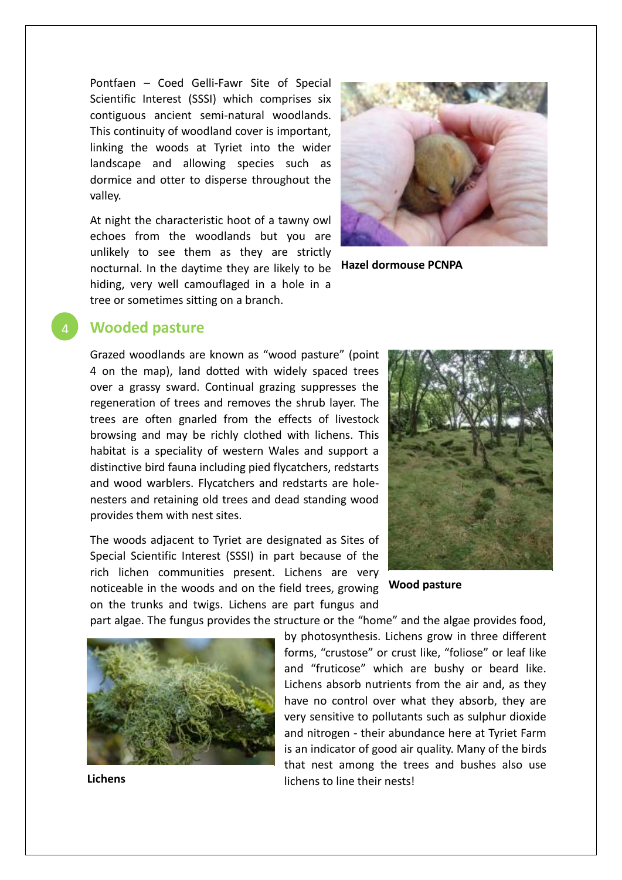Pontfaen – Coed Gelli-Fawr Site of Special Scientific Interest (SSSI) which comprises six contiguous ancient semi-natural woodlands. This continuity of woodland cover is important, linking the woods at Tyriet into the wider landscape and allowing species such as dormice and otter to disperse throughout the valley.

At night the characteristic hoot of a tawny owl echoes from the woodlands but you are unlikely to see them as they are strictly nocturnal. In the daytime they are likely to be hiding, very well camouflaged in a hole in a tree or sometimes sitting on a branch.

**Hazel dormouse PCNPA**

## 4 Wooded pasture

Grazed woodlands are known as "wood pasture" (point 4 on the map), land dotted with widely spaced trees over a grassy sward. Continual grazing suppresses the regeneration of trees and removes the shrub layer. The trees are often gnarled from the effects of livestock browsing and may be richly clothed with lichens. This habitat is a speciality of western Wales and support a distinctive bird fauna including pied flycatchers, redstarts and wood warblers. Flycatchers and redstarts are hole-nesters and retaining old trees and dead standing wood provides them with nest sites.

The woods adjacent to Tyriet are designated as Sites of Special Scientific Interest (SSSI) in part because of the rich lichen communities present. Lichens are very noticeable in the woods and on the field trees, growing on the trunks and twigs. Lichens are part fungus and part algae. The fungus provides the structure or the "home" and the algae provides food, by photosynthesis. Lichens grow in three different forms, "crustose" or crust like, "foliose" or leaf like and "fruticose" which are bushy or beard like. Lichens absorb nutrients from the air and, as they have no control over what they absorb, they are very sensitive to pollutants such as sulphur dioxide and nitrogen - their abundance here at Tyriet Farm is an indicator of good air quality. Many of the birds that nest among the trees and bushes also use lichens to line their nests!

**Wood pasture**

**Lichens**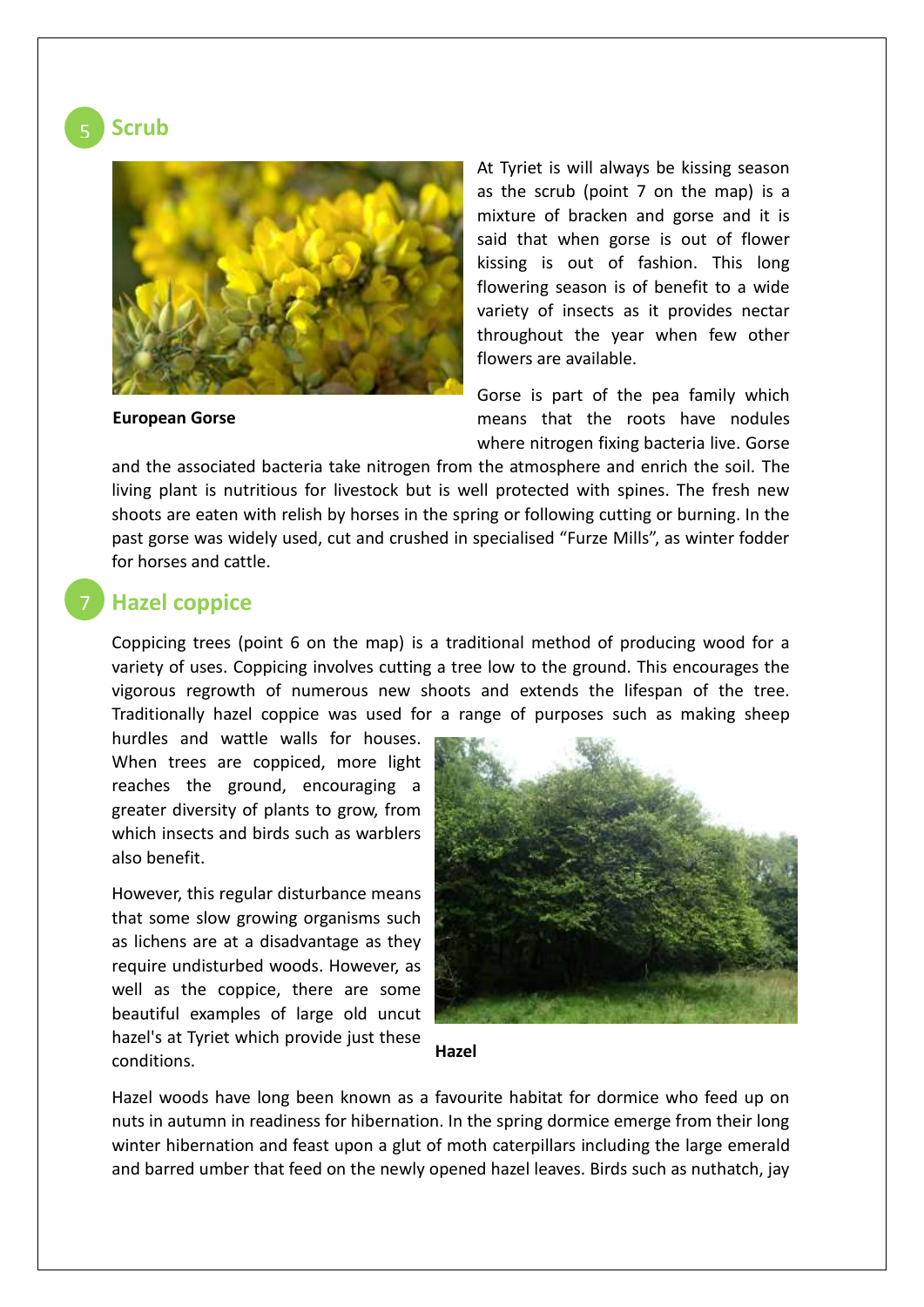## 5 Scrub

European Gorse

At Tyriet is will always be kissing season as the scrub (point 7 on the map) is a mixture of bracken and gorse and it is said that when gorse is out of flower kissing is out of fashion. This long flowering season is of benefit to a wide variety of insects as it provides nectar throughout the year when few other flowers are available.

Gorse is part of the pea family which means that the roots have nodules where nitrogen fixing bacteria live. Gorse and the associated bacteria take nitrogen from the atmosphere and enrich the soil. The living plant is nutritious for livestock but is well protected with spines. The fresh new shoots are eaten with relish by horses in the spring or following cutting or burning. In the past gorse was widely used, cut and crushed in specialised "Furze Mills", as winter fodder for horses and cattle.

## 7 Hazel coppice

Coppicing trees (point 6 on the map) is a traditional method of producing wood for a variety of uses. Coppicing involves cutting a tree low to the ground. This encourages the vigorous regrowth of numerous new shoots and extends the lifespan of the tree. Traditionally hazel coppice was used for a range of purposes such as making sheep hurdles and wattle walls for houses. When trees are coppiced, more light reaches the ground, encouraging a greater diversity of plants to grow, from which insects and birds such as warblers also benefit.

However, this regular disturbance means that some slow growing organisms such as lichens are at a disadvantage as they require undisturbed woods. However, as well as the coppice, there are some beautiful examples of large old uncut hazel's at Tyriet which provide just these conditions.

Hazel

Hazel woods have long been known as a favourite habitat for dormice who feed up on nuts in autumn in readiness for hibernation. In the spring dormice emerge from their long winter hibernation and feast upon a glut of moth caterpillars including the large emerald and barred umber that feed on the newly opened hazel leaves. Birds such as nuthatch, jay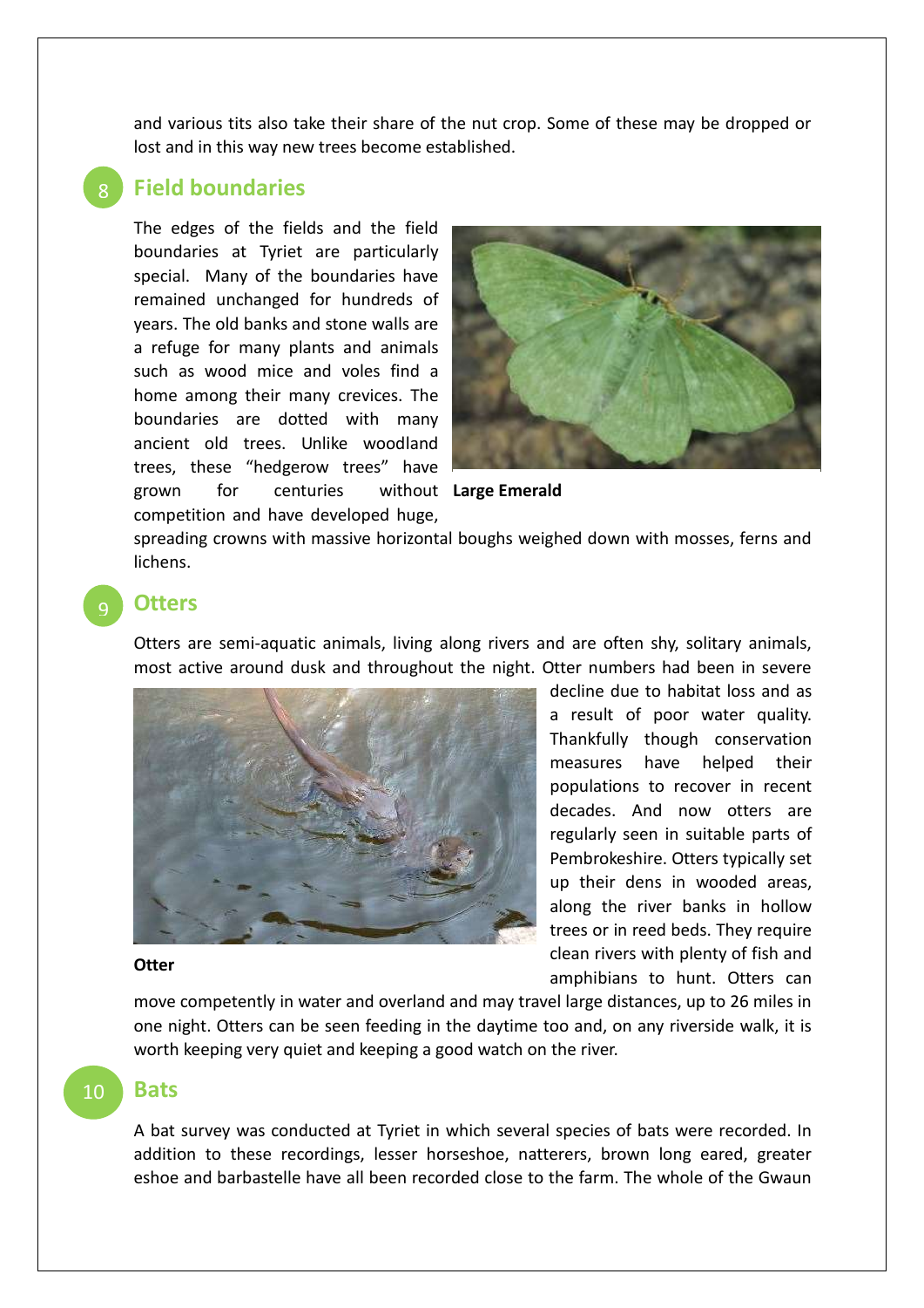and various tits also take their share of the nut crop. Some of these may be dropped or lost and in this way new trees become established.

## 8 Field boundaries

The edges of the fields and the field boundaries at Tyriet are particularly special. Many of the boundaries have remained unchanged for hundreds of years. The old banks and stone walls are a refuge for many plants and animals such as wood mice and voles find a home among their many crevices. The boundaries are dotted with many ancient old trees. Unlike woodland trees, these "hedgerow trees" have grown for centuries without competition and have developed huge, spreading crowns with massive horizontal boughs weighed down with mosses, ferns and lichens.

**Large Emerald**

## 9 Otters

Otters are semi-aquatic animals, living along rivers and are often shy, solitary animals, most active around dusk and throughout the night. Otter numbers had been in severe decline due to habitat loss and as a result of poor water quality. Thankfully though conservation measures have helped their populations to recover in recent decades. And now otters are regularly seen in suitable parts of Pembrokeshire. Otters typically set up their dens in wooded areas, along the river banks in hollow trees or in reed beds. They require clean rivers with plenty of fish and amphibians to hunt. Otters can move competently in water and overland and may travel large distances, up to 26 miles in one night. Otters can be seen feeding in the daytime too and, on any riverside walk, it is worth keeping very quiet and keeping a good watch on the river.

**Otter**

## 10 Bats

A bat survey was conducted at Tyriet in which several species of bats were recorded. In addition to these recordings, lesser horseshoe, natterers, brown long eared, greater eshoe and barbastelle have all been recorded close to the farm. The whole of the Gwaun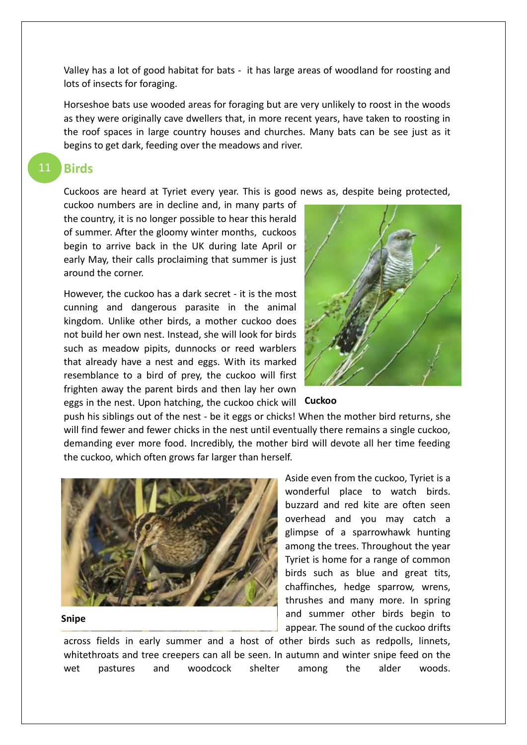Valley has a lot of good habitat for bats - it has large areas of woodland for roosting and lots of insects for foraging.

Horseshoe bats use wooded areas for foraging but are very unlikely to roost in the woods as they were originally cave dwellers that, in more recent years, have taken to roosting in the roof spaces in large country houses and churches. Many bats can be see just as it begins to get dark, feeding over the meadows and river.

## 11 Birds

Cuckoos are heard at Tyriet every year. This is good news as, despite being protected, cuckoo numbers are in decline and, in many parts of the country, it is no longer possible to hear this herald of summer. After the gloomy winter months, cuckoos begin to arrive back in the UK during late April or early May, their calls proclaiming that summer is just around the corner.

However, the cuckoo has a dark secret - it is the most cunning and dangerous parasite in the animal kingdom. Unlike other birds, a mother cuckoo does not build her own nest. Instead, she will look for birds such as meadow pipits, dunnocks or reed warblers that already have a nest and eggs. With its marked resemblance to a bird of prey, the cuckoo will first frighten away the parent birds and then lay her own eggs in the nest. Upon hatching, the cuckoo chick will push his siblings out of the nest - be it eggs or chicks! When the mother bird returns, she will find fewer and fewer chicks in the nest until eventually there remains a single cuckoo, demanding ever more food. Incredibly, the mother bird will devote all her time feeding the cuckoo, which often grows far larger than herself.

**Cuckoo**

Aside even from the cuckoo, Tyriet is a wonderful place to watch birds. buzzard and red kite are often seen overhead and you may catch a glimpse of a sparrowhawk hunting among the trees. Throughout the year Tyriet is home for a range of common birds such as blue and great tits, chaffinches, hedge sparrow, wrens, thrushes and many more. In spring and summer other birds begin to appear. The sound of the cuckoo drifts across fields in early summer and a host of other birds such as redpolls, linnets, whitethroats and tree creepers can all be seen. In autumn and winter snipe feed on the wet pastures and woodcock shelter among the alder woods.

**Snipe**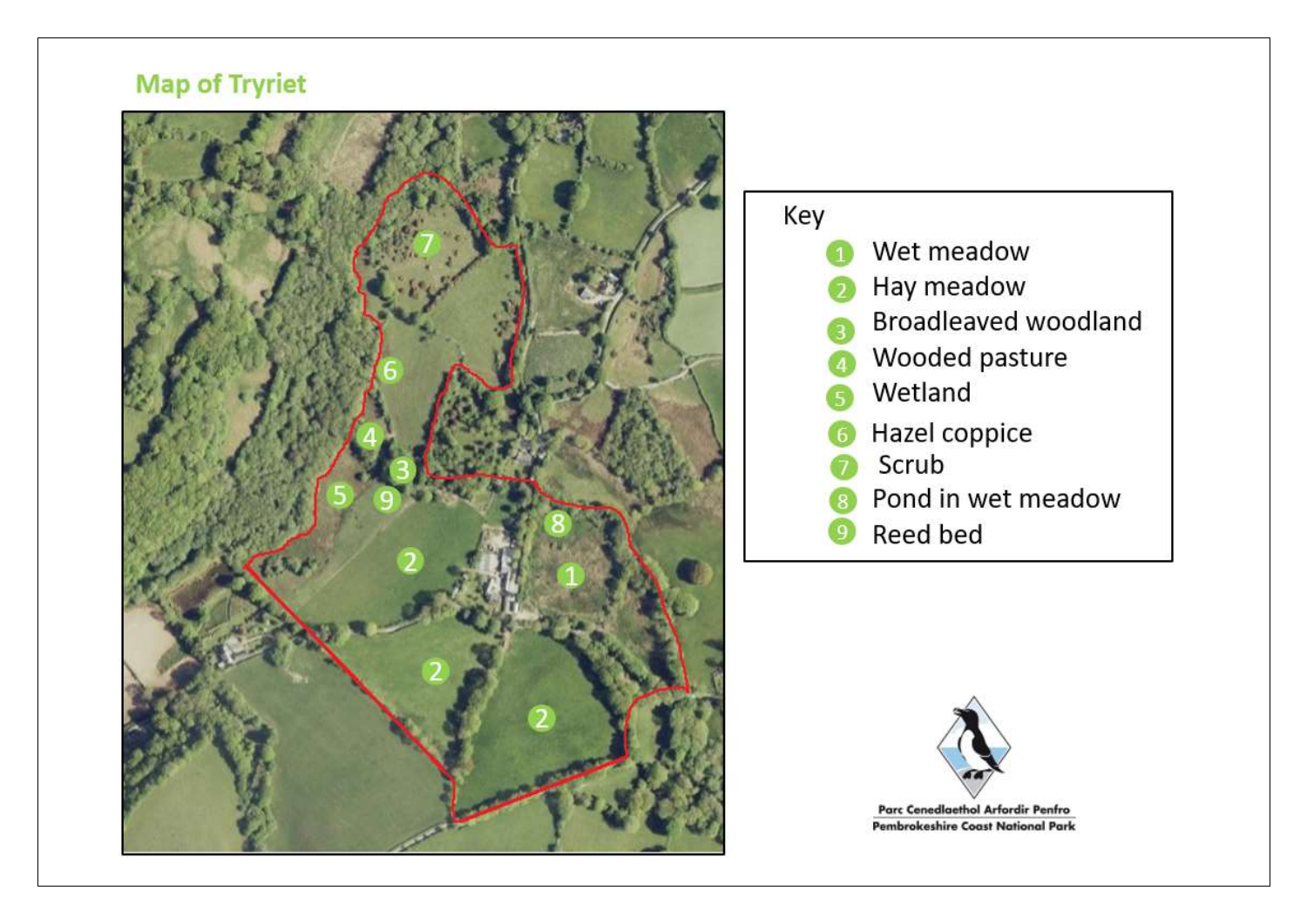## Map of Tryriet

Key

1. Wet meadow
2. Hay meadow
3. Broadleaved woodland
4. Wooded pasture
5. Wetland
6. Hazel coppice
7. Scrub
8. Pond in wet meadow
9. Reed bed

Parc Cenedlaethol Arfordir Penfro
Pembrokeshire Coast National Park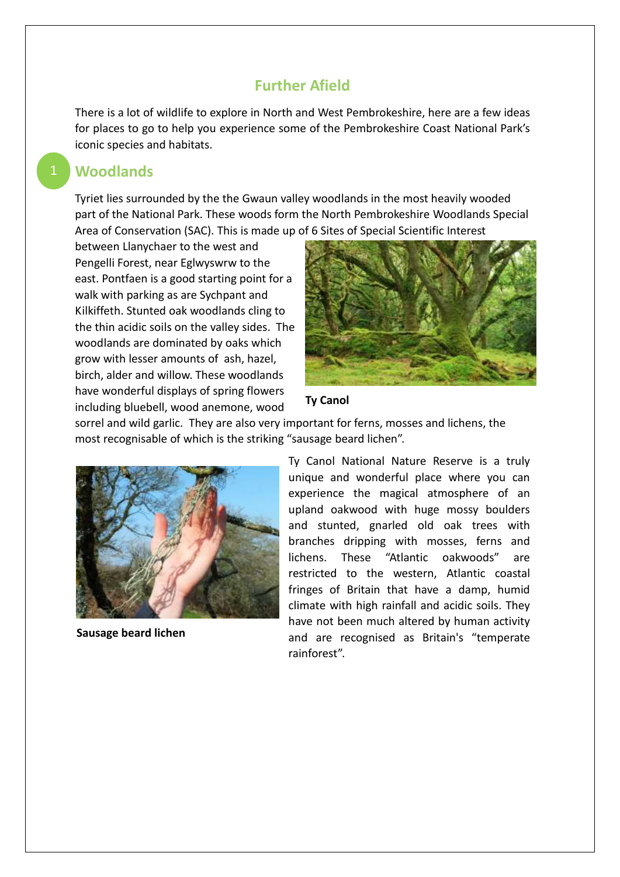## Further Afield

There is a lot of wildlife to explore in North and West Pembrokeshire, here are a few ideas for places to go to help you experience some of the Pembrokeshire Coast National Park's iconic species and habitats.

### 1 Woodlands

Tyriet lies surrounded by the the Gwaun valley woodlands in the most heavily wooded part of the National Park. These woods form the North Pembrokeshire Woodlands Special Area of Conservation (SAC). This is made up of 6 Sites of Special Scientific Interest between Llanychaer to the west and Pengelli Forest, near Eglwyswrw to the east. Pontfaen is a good starting point for a walk with parking as are Sychpant and Kilkiffeth. Stunted oak woodlands cling to the thin acidic soils on the valley sides. The woodlands are dominated by oaks which grow with lesser amounts of ash, hazel, birch, alder and willow. These woodlands have wonderful displays of spring flowers including bluebell, wood anemone, wood sorrel and wild garlic. They are also very important for ferns, mosses and lichens, the most recognisable of which is the striking "sausage beard lichen".

**Ty Canol**

**Sausage beard lichen**

Ty Canol National Nature Reserve is a truly unique and wonderful place where you can experience the magical atmosphere of an upland oakwood with huge mossy boulders and stunted, gnarled old oak trees with branches dripping with mosses, ferns and lichens. These "Atlantic oakwoods" are restricted to the western, Atlantic coastal fringes of Britain that have a damp, humid climate with high rainfall and acidic soils. They have not been much altered by human activity and are recognised as Britain's "temperate rainforest".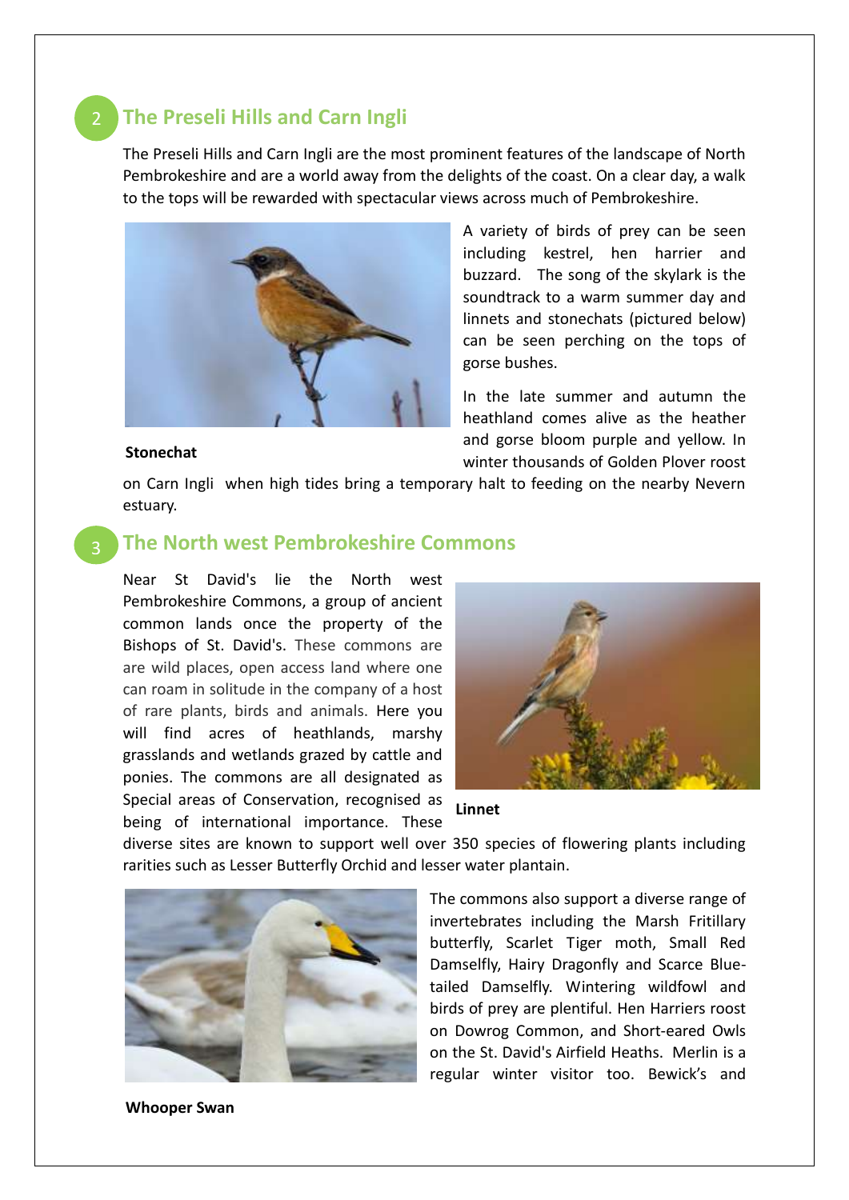## 2 The Preseli Hills and Carn Ingli

The Preseli Hills and Carn Ingli are the most prominent features of the landscape of North Pembrokeshire and are a world away from the delights of the coast. On a clear day, a walk to the tops will be rewarded with spectacular views across much of Pembrokeshire.

A variety of birds of prey can be seen including kestrel, hen harrier and buzzard. The song of the skylark is the soundtrack to a warm summer day and linnets and stonechats (pictured below) can be seen perching on the tops of gorse bushes.

**Stonechat**

In the late summer and autumn the heathland comes alive as the heather and gorse bloom purple and yellow. In winter thousands of Golden Plover roost on Carn Ingli when high tides bring a temporary halt to feeding on the nearby Nevern estuary.

## 3 The North west Pembrokeshire Commons

Near St David's lie the North west Pembrokeshire Commons, a group of ancient common lands once the property of the Bishops of St. David's. These commons are are wild places, open access land where one can roam in solitude in the company of a host of rare plants, birds and animals. Here you will find acres of heathlands, marshy grasslands and wetlands grazed by cattle and ponies. The commons are all designated as Special areas of Conservation, recognised as being of international importance. These diverse sites are known to support well over 350 species of flowering plants including rarities such as Lesser Butterfly Orchid and lesser water plantain.

**Linnet**

The commons also support a diverse range of invertebrates including the Marsh Fritillary butterfly, Scarlet Tiger moth, Small Red Damselfly, Hairy Dragonfly and Scarce Blue-tailed Damselfly. Wintering wildfowl and birds of prey are plentiful. Hen Harriers roost on Dowrog Common, and Short-eared Owls on the St. David's Airfield Heaths. Merlin is a regular winter visitor too. Bewick's and

**Whooper Swan**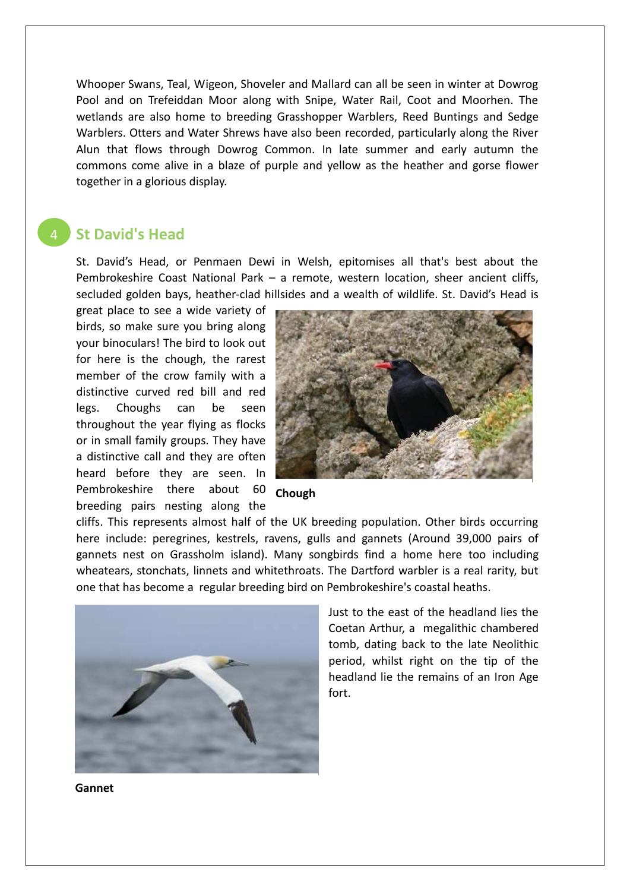Whooper Swans, Teal, Wigeon, Shoveler and Mallard can all be seen in winter at Dowrog Pool and on Trefeiddan Moor along with Snipe, Water Rail, Coot and Moorhen. The wetlands are also home to breeding Grasshopper Warblers, Reed Buntings and Sedge Warblers. Otters and Water Shrews have also been recorded, particularly along the River Alun that flows through Dowrog Common. In late summer and early autumn the commons come alive in a blaze of purple and yellow as the heather and gorse flower together in a glorious display.

## 4 St David's Head

St. David's Head, or Penmaen Dewi in Welsh, epitomises all that's best about the Pembrokeshire Coast National Park – a remote, western location, sheer ancient cliffs, secluded golden bays, heather-clad hillsides and a wealth of wildlife. St. David's Head is great place to see a wide variety of birds, so make sure you bring along your binoculars! The bird to look out for here is the chough, the rarest member of the crow family with a distinctive curved red bill and red legs. Choughs can be seen throughout the year flying as flocks or in small family groups. They have a distinctive call and they are often heard before they are seen. In Pembrokeshire there about 60 breeding pairs nesting along the cliffs. This represents almost half of the UK breeding population. Other birds occurring here include: peregrines, kestrels, ravens, gulls and gannets (Around 39,000 pairs of gannets nest on Grassholm island). Many songbirds find a home here too including wheatears, stonchats, linnets and whitethroats. The Dartford warbler is a real rarity, but one that has become a regular breeding bird on Pembrokeshire's coastal heaths.

**Chough**

Just to the east of the headland lies the Coetan Arthur, a megalithic chambered tomb, dating back to the late Neolithic period, whilst right on the tip of the headland lie the remains of an Iron Age fort.

**Gannet**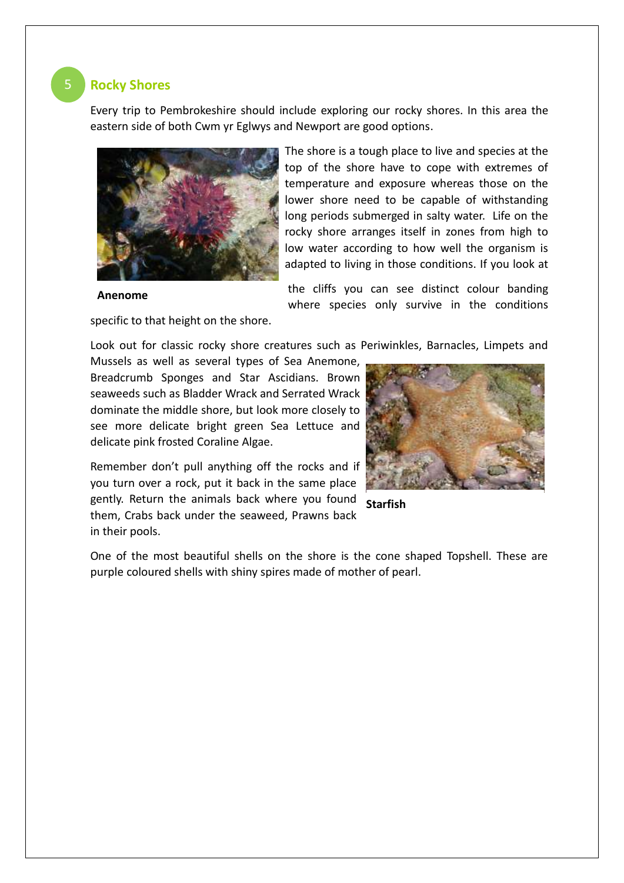## 5 Rocky Shores

Every trip to Pembrokeshire should include exploring our rocky shores. In this area the eastern side of both Cwm yr Eglwys and Newport are good options.

The shore is a tough place to live and species at the top of the shore have to cope with extremes of temperature and exposure whereas those on the lower shore need to be capable of withstanding long periods submerged in salty water. Life on the rocky shore arranges itself in zones from high to low water according to how well the organism is adapted to living in those conditions. If you look at the cliffs you can see distinct colour banding where species only survive in the conditions specific to that height on the shore.

**Anenome**

Look out for classic rocky shore creatures such as Periwinkles, Barnacles, Limpets and Mussels as well as several types of Sea Anemone, Breadcrumb Sponges and Star Ascidians. Brown seaweeds such as Bladder Wrack and Serrated Wrack dominate the middle shore, but look more closely to see more delicate bright green Sea Lettuce and delicate pink frosted Coraline Algae.

Remember don't pull anything off the rocks and if you turn over a rock, put it back in the same place gently. Return the animals back where you found them, Crabs back under the seaweed, Prawns back in their pools.

**Starfish**

One of the most beautiful shells on the shore is the cone shaped Topshell. These are purple coloured shells with shiny spires made of mother of pearl.